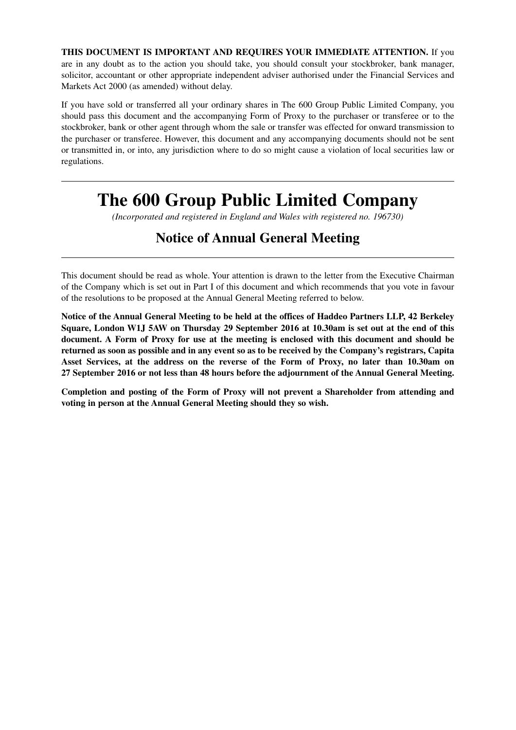**THIS DOCUMENT IS IMPORTANT AND REQUIRES YOUR IMMEDIATE ATTENTION.** If you are in any doubt as to the action you should take, you should consult your stockbroker, bank manager, solicitor, accountant or other appropriate independent adviser authorised under the Financial Services and Markets Act 2000 (as amended) without delay.

If you have sold or transferred all your ordinary shares in The 600 Group Public Limited Company, you should pass this document and the accompanying Form of Proxy to the purchaser or transferee or to the stockbroker, bank or other agent through whom the sale or transfer was effected for onward transmission to the purchaser or transferee. However, this document and any accompanying documents should not be sent or transmitted in, or into, any jurisdiction where to do so might cause a violation of local securities law or regulations.

---

# The 600 Group Public Limited Company

*(Incorporated and registered in England and Wales with registered no. 196730)*

## Notice of Annual General Meeting

---

This document should be read as whole. Your attention is drawn to the letter from the Executive Chairman of the Company which is set out in Part I of this document and which recommends that you vote in favour of the resolutions to be proposed at the Annual General Meeting referred to below.

**Notice of the Annual General Meeting to be held at the offices of Haddeo Partners LLP, 42 Berkeley Square, London W1J 5AW on Thursday 29 September 2016 at 10.30am is set out at the end of this document. A Form of Proxy for use at the meeting is enclosed with this document and should be returned as soon as possible and in any event so as to be received by the Company's registrars, Capita Asset Services, at the address on the reverse of the Form of Proxy, no later than 10.30am on 27 September 2016 or not less than 48 hours before the adjournment of the Annual General Meeting.**

**Completion and posting of the Form of Proxy will not prevent a Shareholder from attending and voting in person at the Annual General Meeting should they so wish.**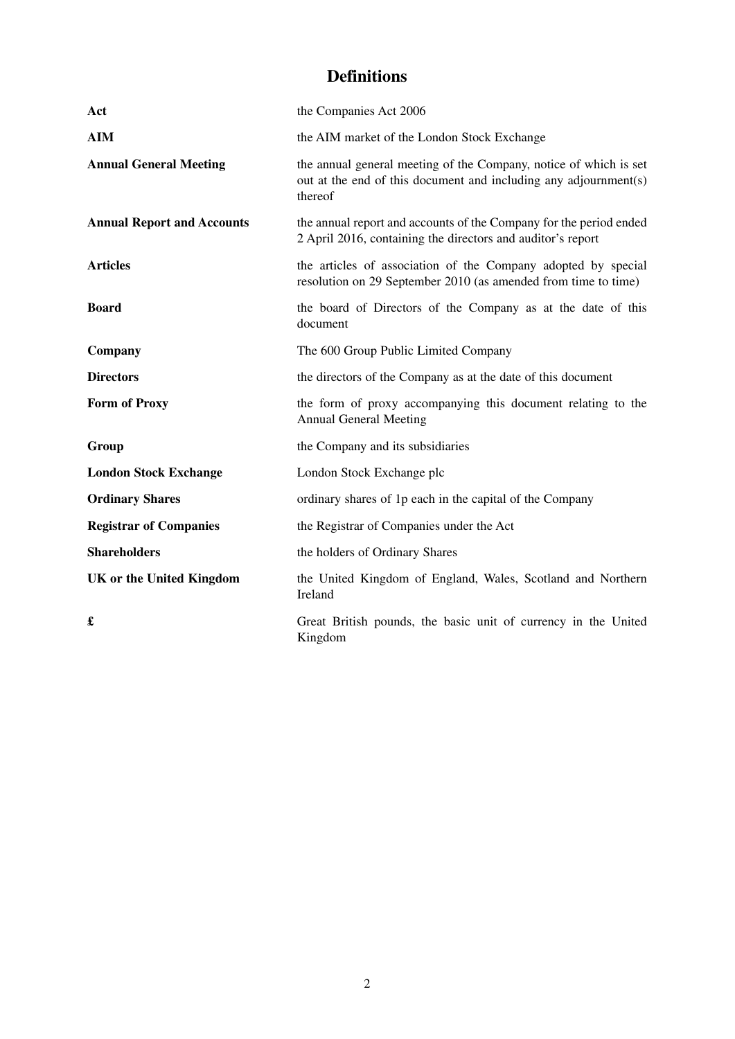# Definitions

| | |
|---|---|
| **Act** | the Companies Act 2006 |
| **AIM** | the AIM market of the London Stock Exchange |
| **Annual General Meeting** | the annual general meeting of the Company, notice of which is set out at the end of this document and including any adjournment(s) thereof |
| **Annual Report and Accounts** | the annual report and accounts of the Company for the period ended 2 April 2016, containing the directors and auditor's report |
| **Articles** | the articles of association of the Company adopted by special resolution on 29 September 2010 (as amended from time to time) |
| **Board** | the board of Directors of the Company as at the date of this document |
| **Company** | The 600 Group Public Limited Company |
| **Directors** | the directors of the Company as at the date of this document |
| **Form of Proxy** | the form of proxy accompanying this document relating to the Annual General Meeting |
| **Group** | the Company and its subsidiaries |
| **London Stock Exchange** | London Stock Exchange plc |
| **Ordinary Shares** | ordinary shares of 1p each in the capital of the Company |
| **Registrar of Companies** | the Registrar of Companies under the Act |
| **Shareholders** | the holders of Ordinary Shares |
| **UK or the United Kingdom** | the United Kingdom of England, Wales, Scotland and Northern Ireland |
| **£** | Great British pounds, the basic unit of currency in the United Kingdom |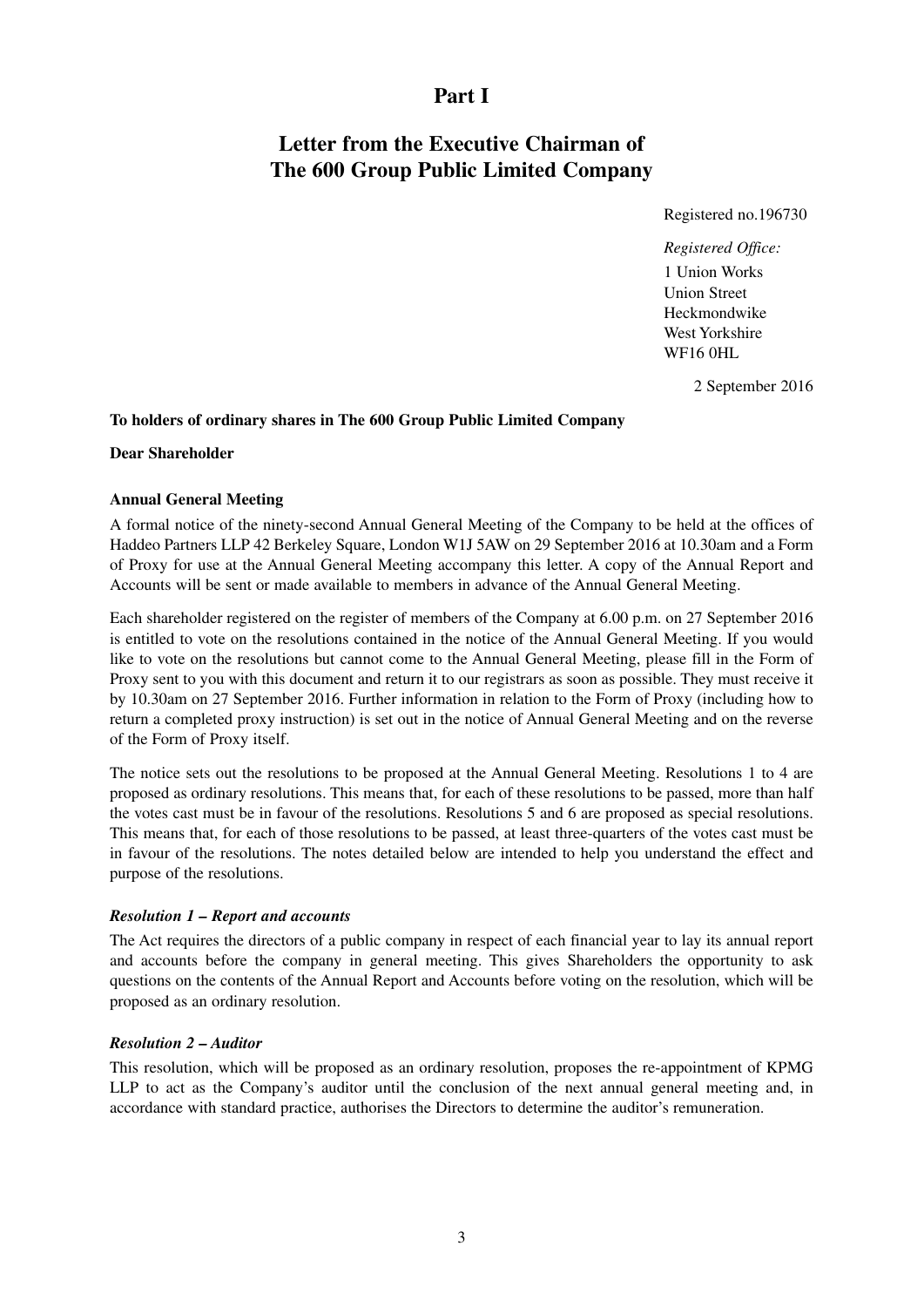# Part I

## Letter from the Executive Chairman of The 600 Group Public Limited Company

Registered no.196730

*Registered Office:*
1 Union Works
Union Street
Heckmondwike
West Yorkshire
WF16 0HL

2 September 2016

**To holders of ordinary shares in The 600 Group Public Limited Company**

**Dear Shareholder**

**Annual General Meeting**

A formal notice of the ninety-second Annual General Meeting of the Company to be held at the offices of Haddeo Partners LLP 42 Berkeley Square, London W1J 5AW on 29 September 2016 at 10.30am and a Form of Proxy for use at the Annual General Meeting accompany this letter. A copy of the Annual Report and Accounts will be sent or made available to members in advance of the Annual General Meeting.

Each shareholder registered on the register of members of the Company at 6.00 p.m. on 27 September 2016 is entitled to vote on the resolutions contained in the notice of the Annual General Meeting. If you would like to vote on the resolutions but cannot come to the Annual General Meeting, please fill in the Form of Proxy sent to you with this document and return it to our registrars as soon as possible. They must receive it by 10.30am on 27 September 2016. Further information in relation to the Form of Proxy (including how to return a completed proxy instruction) is set out in the notice of Annual General Meeting and on the reverse of the Form of Proxy itself.

The notice sets out the resolutions to be proposed at the Annual General Meeting. Resolutions 1 to 4 are proposed as ordinary resolutions. This means that, for each of these resolutions to be passed, more than half the votes cast must be in favour of the resolutions. Resolutions 5 and 6 are proposed as special resolutions. This means that, for each of those resolutions to be passed, at least three-quarters of the votes cast must be in favour of the resolutions. The notes detailed below are intended to help you understand the effect and purpose of the resolutions.

***Resolution 1 – Report and accounts***

The Act requires the directors of a public company in respect of each financial year to lay its annual report and accounts before the company in general meeting. This gives Shareholders the opportunity to ask questions on the contents of the Annual Report and Accounts before voting on the resolution, which will be proposed as an ordinary resolution.

***Resolution 2 – Auditor***

This resolution, which will be proposed as an ordinary resolution, proposes the re-appointment of KPMG LLP to act as the Company's auditor until the conclusion of the next annual general meeting and, in accordance with standard practice, authorises the Directors to determine the auditor's remuneration.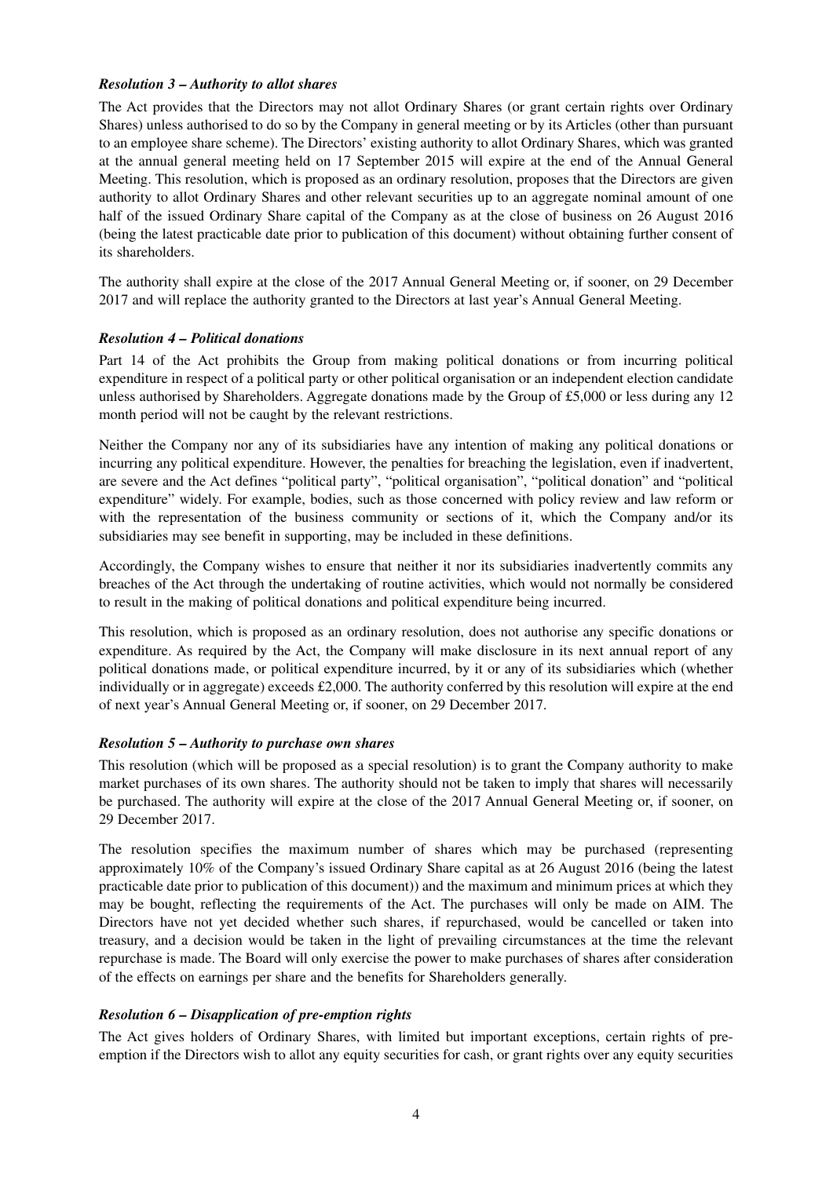***Resolution 3 – Authority to allot shares***

The Act provides that the Directors may not allot Ordinary Shares (or grant certain rights over Ordinary Shares) unless authorised to do so by the Company in general meeting or by its Articles (other than pursuant to an employee share scheme). The Directors' existing authority to allot Ordinary Shares, which was granted at the annual general meeting held on 17 September 2015 will expire at the end of the Annual General Meeting. This resolution, which is proposed as an ordinary resolution, proposes that the Directors are given authority to allot Ordinary Shares and other relevant securities up to an aggregate nominal amount of one half of the issued Ordinary Share capital of the Company as at the close of business on 26 August 2016 (being the latest practicable date prior to publication of this document) without obtaining further consent of its shareholders.

The authority shall expire at the close of the 2017 Annual General Meeting or, if sooner, on 29 December 2017 and will replace the authority granted to the Directors at last year's Annual General Meeting.

***Resolution 4 – Political donations***

Part 14 of the Act prohibits the Group from making political donations or from incurring political expenditure in respect of a political party or other political organisation or an independent election candidate unless authorised by Shareholders. Aggregate donations made by the Group of £5,000 or less during any 12 month period will not be caught by the relevant restrictions.

Neither the Company nor any of its subsidiaries have any intention of making any political donations or incurring any political expenditure. However, the penalties for breaching the legislation, even if inadvertent, are severe and the Act defines "political party", "political organisation", "political donation" and "political expenditure" widely. For example, bodies, such as those concerned with policy review and law reform or with the representation of the business community or sections of it, which the Company and/or its subsidiaries may see benefit in supporting, may be included in these definitions.

Accordingly, the Company wishes to ensure that neither it nor its subsidiaries inadvertently commits any breaches of the Act through the undertaking of routine activities, which would not normally be considered to result in the making of political donations and political expenditure being incurred.

This resolution, which is proposed as an ordinary resolution, does not authorise any specific donations or expenditure. As required by the Act, the Company will make disclosure in its next annual report of any political donations made, or political expenditure incurred, by it or any of its subsidiaries which (whether individually or in aggregate) exceeds £2,000. The authority conferred by this resolution will expire at the end of next year's Annual General Meeting or, if sooner, on 29 December 2017.

***Resolution 5 – Authority to purchase own shares***

This resolution (which will be proposed as a special resolution) is to grant the Company authority to make market purchases of its own shares. The authority should not be taken to imply that shares will necessarily be purchased. The authority will expire at the close of the 2017 Annual General Meeting or, if sooner, on 29 December 2017.

The resolution specifies the maximum number of shares which may be purchased (representing approximately 10% of the Company's issued Ordinary Share capital as at 26 August 2016 (being the latest practicable date prior to publication of this document)) and the maximum and minimum prices at which they may be bought, reflecting the requirements of the Act. The purchases will only be made on AIM. The Directors have not yet decided whether such shares, if repurchased, would be cancelled or taken into treasury, and a decision would be taken in the light of prevailing circumstances at the time the relevant repurchase is made. The Board will only exercise the power to make purchases of shares after consideration of the effects on earnings per share and the benefits for Shareholders generally.

***Resolution 6 – Disapplication of pre-emption rights***

The Act gives holders of Ordinary Shares, with limited but important exceptions, certain rights of pre-emption if the Directors wish to allot any equity securities for cash, or grant rights over any equity securities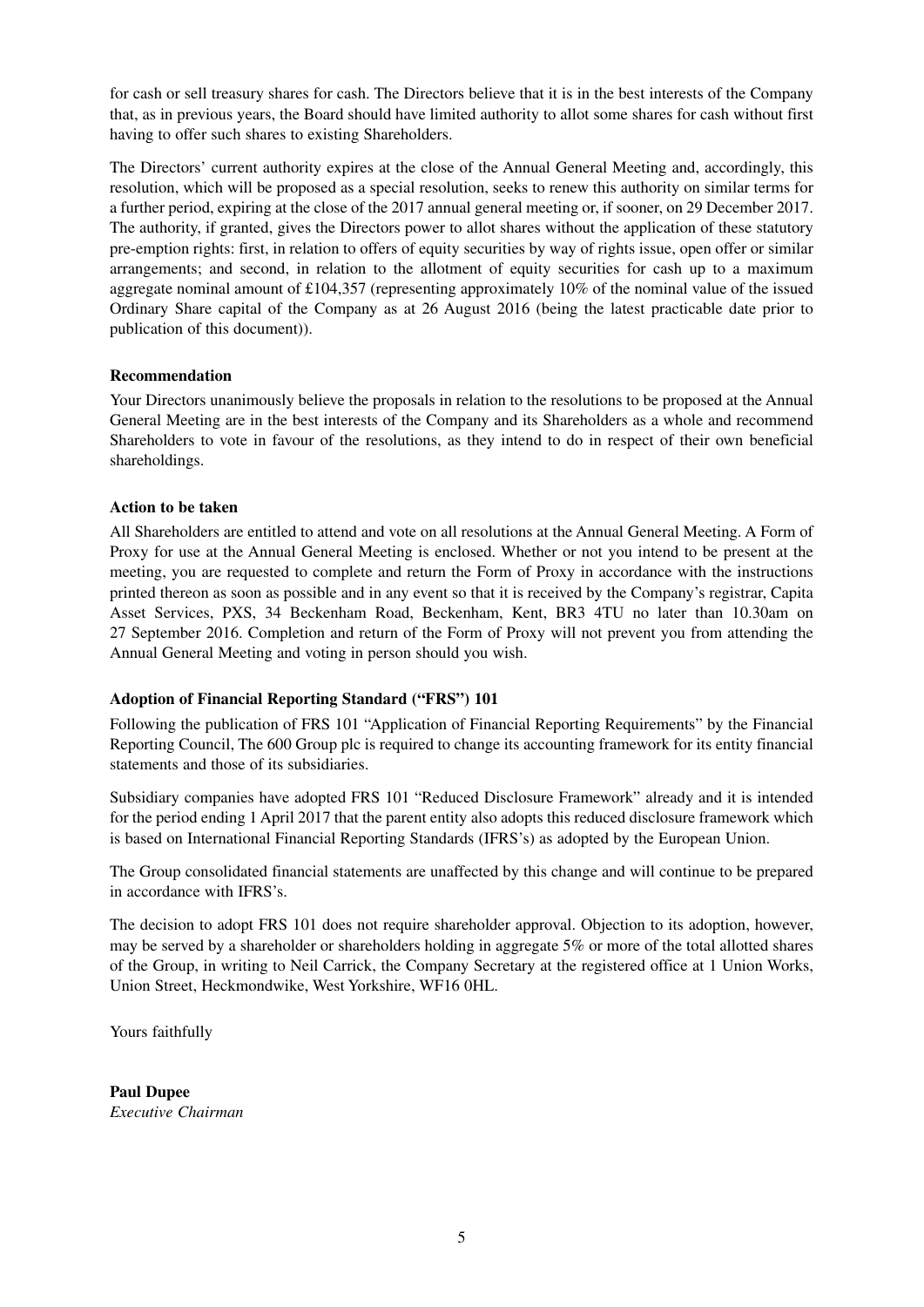for cash or sell treasury shares for cash. The Directors believe that it is in the best interests of the Company that, as in previous years, the Board should have limited authority to allot some shares for cash without first having to offer such shares to existing Shareholders.

The Directors' current authority expires at the close of the Annual General Meeting and, accordingly, this resolution, which will be proposed as a special resolution, seeks to renew this authority on similar terms for a further period, expiring at the close of the 2017 annual general meeting or, if sooner, on 29 December 2017. The authority, if granted, gives the Directors power to allot shares without the application of these statutory pre-emption rights: first, in relation to offers of equity securities by way of rights issue, open offer or similar arrangements; and second, in relation to the allotment of equity securities for cash up to a maximum aggregate nominal amount of £104,357 (representing approximately 10% of the nominal value of the issued Ordinary Share capital of the Company as at 26 August 2016 (being the latest practicable date prior to publication of this document)).

**Recommendation**

Your Directors unanimously believe the proposals in relation to the resolutions to be proposed at the Annual General Meeting are in the best interests of the Company and its Shareholders as a whole and recommend Shareholders to vote in favour of the resolutions, as they intend to do in respect of their own beneficial shareholdings.

**Action to be taken**

All Shareholders are entitled to attend and vote on all resolutions at the Annual General Meeting. A Form of Proxy for use at the Annual General Meeting is enclosed. Whether or not you intend to be present at the meeting, you are requested to complete and return the Form of Proxy in accordance with the instructions printed thereon as soon as possible and in any event so that it is received by the Company's registrar, Capita Asset Services, PXS, 34 Beckenham Road, Beckenham, Kent, BR3 4TU no later than 10.30am on 27 September 2016. Completion and return of the Form of Proxy will not prevent you from attending the Annual General Meeting and voting in person should you wish.

**Adoption of Financial Reporting Standard ("FRS") 101**

Following the publication of FRS 101 "Application of Financial Reporting Requirements" by the Financial Reporting Council, The 600 Group plc is required to change its accounting framework for its entity financial statements and those of its subsidiaries.

Subsidiary companies have adopted FRS 101 "Reduced Disclosure Framework" already and it is intended for the period ending 1 April 2017 that the parent entity also adopts this reduced disclosure framework which is based on International Financial Reporting Standards (IFRS's) as adopted by the European Union.

The Group consolidated financial statements are unaffected by this change and will continue to be prepared in accordance with IFRS's.

The decision to adopt FRS 101 does not require shareholder approval. Objection to its adoption, however, may be served by a shareholder or shareholders holding in aggregate 5% or more of the total allotted shares of the Group, in writing to Neil Carrick, the Company Secretary at the registered office at 1 Union Works, Union Street, Heckmondwike, West Yorkshire, WF16 0HL.

Yours faithfully

**Paul Dupee**
*Executive Chairman*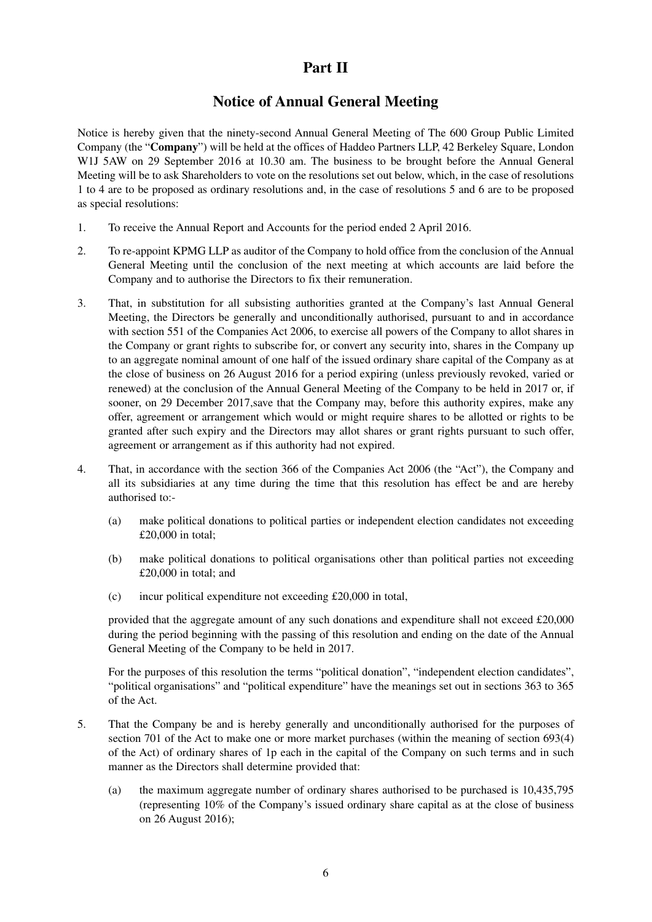# Part II

## Notice of Annual General Meeting

Notice is hereby given that the ninety-second Annual General Meeting of The 600 Group Public Limited Company (the "**Company**") will be held at the offices of Haddeo Partners LLP, 42 Berkeley Square, London W1J 5AW on 29 September 2016 at 10.30 am. The business to be brought before the Annual General Meeting will be to ask Shareholders to vote on the resolutions set out below, which, in the case of resolutions 1 to 4 are to be proposed as ordinary resolutions and, in the case of resolutions 5 and 6 are to be proposed as special resolutions:

1. To receive the Annual Report and Accounts for the period ended 2 April 2016.

2. To re-appoint KPMG LLP as auditor of the Company to hold office from the conclusion of the Annual General Meeting until the conclusion of the next meeting at which accounts are laid before the Company and to authorise the Directors to fix their remuneration.

3. That, in substitution for all subsisting authorities granted at the Company's last Annual General Meeting, the Directors be generally and unconditionally authorised, pursuant to and in accordance with section 551 of the Companies Act 2006, to exercise all powers of the Company to allot shares in the Company or grant rights to subscribe for, or convert any security into, shares in the Company up to an aggregate nominal amount of one half of the issued ordinary share capital of the Company as at the close of business on 26 August 2016 for a period expiring (unless previously revoked, varied or renewed) at the conclusion of the Annual General Meeting of the Company to be held in 2017 or, if sooner, on 29 December 2017,save that the Company may, before this authority expires, make any offer, agreement or arrangement which would or might require shares to be allotted or rights to be granted after such expiry and the Directors may allot shares or grant rights pursuant to such offer, agreement or arrangement as if this authority had not expired.

4. That, in accordance with the section 366 of the Companies Act 2006 (the "Act"), the Company and all its subsidiaries at any time during the time that this resolution has effect be and are hereby authorised to:-

   (a) make political donations to political parties or independent election candidates not exceeding £20,000 in total;

   (b) make political donations to political organisations other than political parties not exceeding £20,000 in total; and

   (c) incur political expenditure not exceeding £20,000 in total,

   provided that the aggregate amount of any such donations and expenditure shall not exceed £20,000 during the period beginning with the passing of this resolution and ending on the date of the Annual General Meeting of the Company to be held in 2017.

   For the purposes of this resolution the terms "political donation", "independent election candidates", "political organisations" and "political expenditure" have the meanings set out in sections 363 to 365 of the Act.

5. That the Company be and is hereby generally and unconditionally authorised for the purposes of section 701 of the Act to make one or more market purchases (within the meaning of section 693(4) of the Act) of ordinary shares of 1p each in the capital of the Company on such terms and in such manner as the Directors shall determine provided that:

   (a) the maximum aggregate number of ordinary shares authorised to be purchased is 10,435,795 (representing 10% of the Company's issued ordinary share capital as at the close of business on 26 August 2016);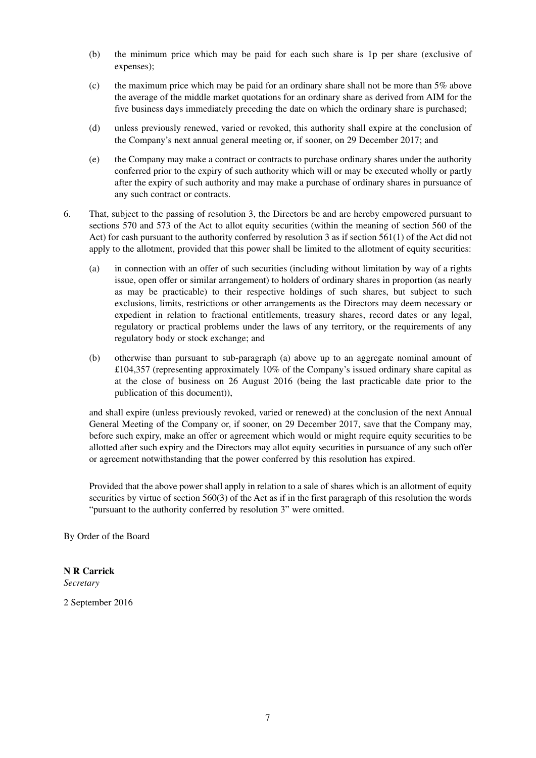(b) the minimum price which may be paid for each such share is 1p per share (exclusive of expenses);

(c) the maximum price which may be paid for an ordinary share shall not be more than 5% above the average of the middle market quotations for an ordinary share as derived from AIM for the five business days immediately preceding the date on which the ordinary share is purchased;

(d) unless previously renewed, varied or revoked, this authority shall expire at the conclusion of the Company's next annual general meeting or, if sooner, on 29 December 2017; and

(e) the Company may make a contract or contracts to purchase ordinary shares under the authority conferred prior to the expiry of such authority which will or may be executed wholly or partly after the expiry of such authority and may make a purchase of ordinary shares in pursuance of any such contract or contracts.

6. That, subject to the passing of resolution 3, the Directors be and are hereby empowered pursuant to sections 570 and 573 of the Act to allot equity securities (within the meaning of section 560 of the Act) for cash pursuant to the authority conferred by resolution 3 as if section 561(1) of the Act did not apply to the allotment, provided that this power shall be limited to the allotment of equity securities:

   (a) in connection with an offer of such securities (including without limitation by way of a rights issue, open offer or similar arrangement) to holders of ordinary shares in proportion (as nearly as may be practicable) to their respective holdings of such shares, but subject to such exclusions, limits, restrictions or other arrangements as the Directors may deem necessary or expedient in relation to fractional entitlements, treasury shares, record dates or any legal, regulatory or practical problems under the laws of any territory, or the requirements of any regulatory body or stock exchange; and

   (b) otherwise than pursuant to sub-paragraph (a) above up to an aggregate nominal amount of £104,357 (representing approximately 10% of the Company's issued ordinary share capital as at the close of business on 26 August 2016 (being the last practicable date prior to the publication of this document)),

   and shall expire (unless previously revoked, varied or renewed) at the conclusion of the next Annual General Meeting of the Company or, if sooner, on 29 December 2017, save that the Company may, before such expiry, make an offer or agreement which would or might require equity securities to be allotted after such expiry and the Directors may allot equity securities in pursuance of any such offer or agreement notwithstanding that the power conferred by this resolution has expired.

   Provided that the above power shall apply in relation to a sale of shares which is an allotment of equity securities by virtue of section 560(3) of the Act as if in the first paragraph of this resolution the words "pursuant to the authority conferred by resolution 3" were omitted.

By Order of the Board

**N R Carrick**
*Secretary*

2 September 2016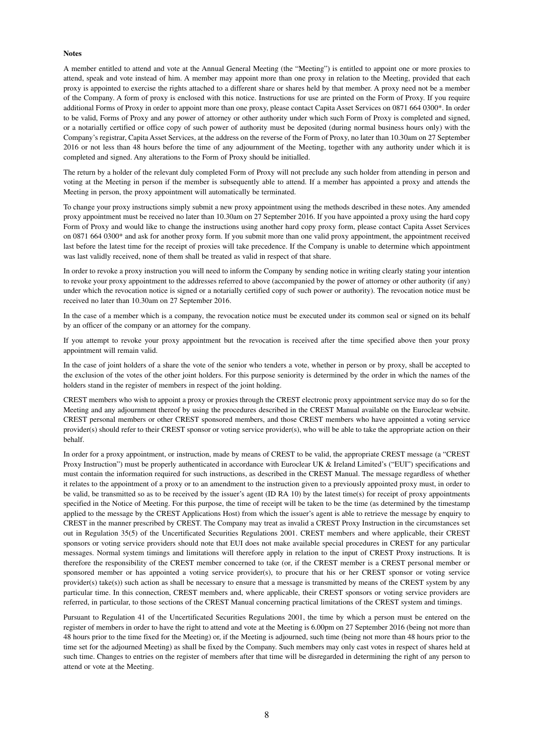**Notes**

A member entitled to attend and vote at the Annual General Meeting (the "Meeting") is entitled to appoint one or more proxies to attend, speak and vote instead of him. A member may appoint more than one proxy in relation to the Meeting, provided that each proxy is appointed to exercise the rights attached to a different share or shares held by that member. A proxy need not be a member of the Company. A form of proxy is enclosed with this notice. Instructions for use are printed on the Form of Proxy. If you require additional Forms of Proxy in order to appoint more than one proxy, please contact Capita Asset Services on 0871 664 0300*. In order to be valid, Forms of Proxy and any power of attorney or other authority under which such Form of Proxy is completed and signed, or a notarially certified or office copy of such power of authority must be deposited (during normal business hours only) with the Company's registrar, Capita Asset Services, at the address on the reverse of the Form of Proxy, no later than 10.30am on 27 September 2016 or not less than 48 hours before the time of any adjournment of the Meeting, together with any authority under which it is completed and signed. Any alterations to the Form of Proxy should be initialled.

The return by a holder of the relevant duly completed Form of Proxy will not preclude any such holder from attending in person and voting at the Meeting in person if the member is subsequently able to attend. If a member has appointed a proxy and attends the Meeting in person, the proxy appointment will automatically be terminated.

To change your proxy instructions simply submit a new proxy appointment using the methods described in these notes. Any amended proxy appointment must be received no later than 10.30am on 27 September 2016. If you have appointed a proxy using the hard copy Form of Proxy and would like to change the instructions using another hard copy proxy form, please contact Capita Asset Services on 0871 664 0300* and ask for another proxy form. If you submit more than one valid proxy appointment, the appointment received last before the latest time for the receipt of proxies will take precedence. If the Company is unable to determine which appointment was last validly received, none of them shall be treated as valid in respect of that share.

In order to revoke a proxy instruction you will need to inform the Company by sending notice in writing clearly stating your intention to revoke your proxy appointment to the addresses referred to above (accompanied by the power of attorney or other authority (if any) under which the revocation notice is signed or a notarially certified copy of such power or authority). The revocation notice must be received no later than 10.30am on 27 September 2016.

In the case of a member which is a company, the revocation notice must be executed under its common seal or signed on its behalf by an officer of the company or an attorney for the company.

If you attempt to revoke your proxy appointment but the revocation is received after the time specified above then your proxy appointment will remain valid.

In the case of joint holders of a share the vote of the senior who tenders a vote, whether in person or by proxy, shall be accepted to the exclusion of the votes of the other joint holders. For this purpose seniority is determined by the order in which the names of the holders stand in the register of members in respect of the joint holding.

CREST members who wish to appoint a proxy or proxies through the CREST electronic proxy appointment service may do so for the Meeting and any adjournment thereof by using the procedures described in the CREST Manual available on the Euroclear website. CREST personal members or other CREST sponsored members, and those CREST members who have appointed a voting service provider(s) should refer to their CREST sponsor or voting service provider(s), who will be able to take the appropriate action on their behalf.

In order for a proxy appointment, or instruction, made by means of CREST to be valid, the appropriate CREST message (a "CREST Proxy Instruction") must be properly authenticated in accordance with Euroclear UK & Ireland Limited's ("EUI") specifications and must contain the information required for such instructions, as described in the CREST Manual. The message regardless of whether it relates to the appointment of a proxy or to an amendment to the instruction given to a previously appointed proxy must, in order to be valid, be transmitted so as to be received by the issuer's agent (ID RA 10) by the latest time(s) for receipt of proxy appointments specified in the Notice of Meeting. For this purpose, the time of receipt will be taken to be the time (as determined by the timestamp applied to the message by the CREST Applications Host) from which the issuer's agent is able to retrieve the message by enquiry to CREST in the manner prescribed by CREST. The Company may treat as invalid a CREST Proxy Instruction in the circumstances set out in Regulation 35(5) of the Uncertificated Securities Regulations 2001. CREST members and where applicable, their CREST sponsors or voting service providers should note that EUI does not make available special procedures in CREST for any particular messages. Normal system timings and limitations will therefore apply in relation to the input of CREST Proxy instructions. It is therefore the responsibility of the CREST member concerned to take (or, if the CREST member is a CREST personal member or sponsored member or has appointed a voting service provider(s), to procure that his or her CREST sponsor or voting service provider(s) take(s)) such action as shall be necessary to ensure that a message is transmitted by means of the CREST system by any particular time. In this connection, CREST members and, where applicable, their CREST sponsors or voting service providers are referred, in particular, to those sections of the CREST Manual concerning practical limitations of the CREST system and timings.

Pursuant to Regulation 41 of the Uncertificated Securities Regulations 2001, the time by which a person must be entered on the register of members in order to have the right to attend and vote at the Meeting is 6.00pm on 27 September 2016 (being not more than 48 hours prior to the time fixed for the Meeting) or, if the Meeting is adjourned, such time (being not more than 48 hours prior to the time set for the adjourned Meeting) as shall be fixed by the Company. Such members may only cast votes in respect of shares held at such time. Changes to entries on the register of members after that time will be disregarded in determining the right of any person to attend or vote at the Meeting.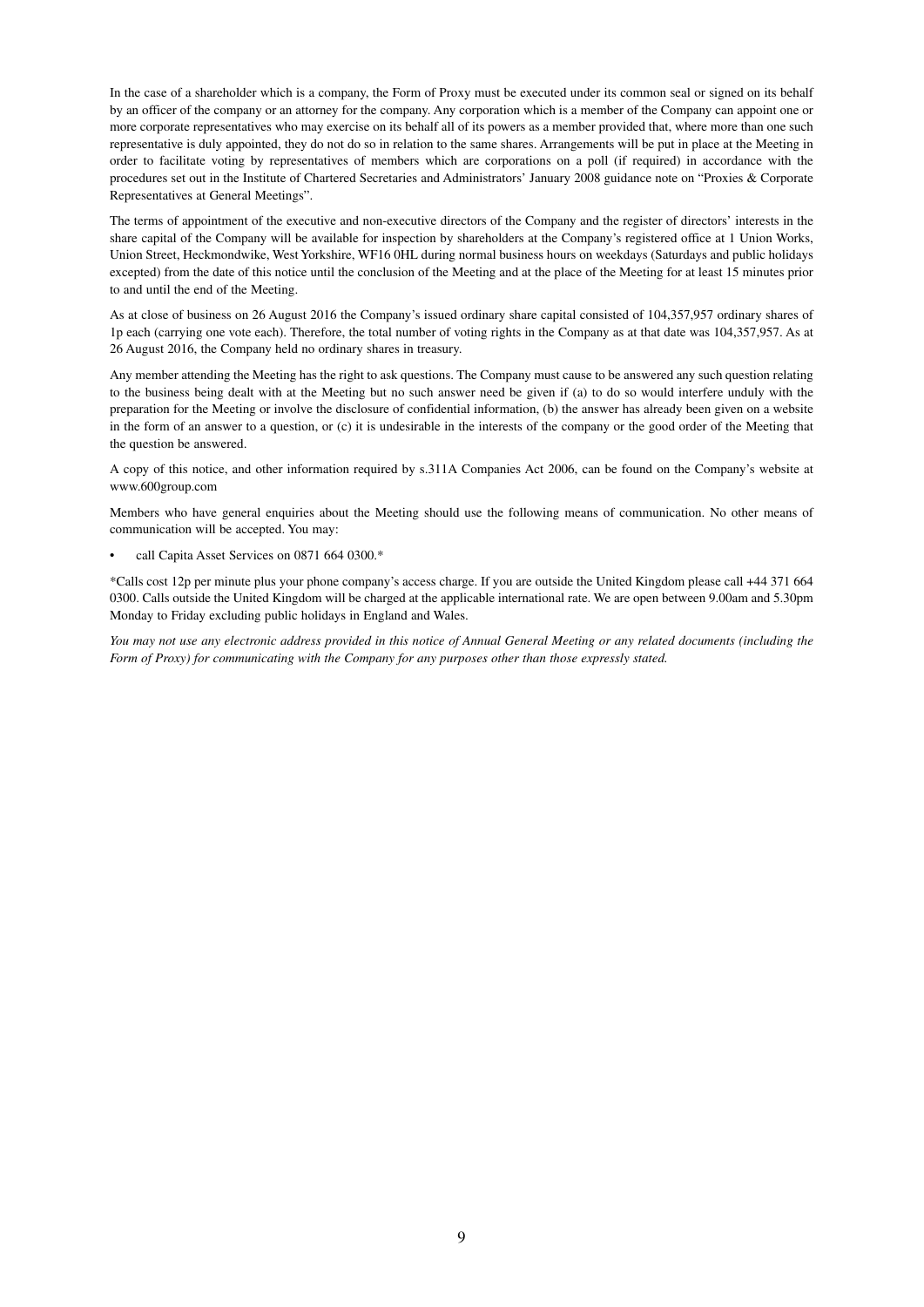In the case of a shareholder which is a company, the Form of Proxy must be executed under its common seal or signed on its behalf by an officer of the company or an attorney for the company. Any corporation which is a member of the Company can appoint one or more corporate representatives who may exercise on its behalf all of its powers as a member provided that, where more than one such representative is duly appointed, they do not do so in relation to the same shares. Arrangements will be put in place at the Meeting in order to facilitate voting by representatives of members which are corporations on a poll (if required) in accordance with the procedures set out in the Institute of Chartered Secretaries and Administrators' January 2008 guidance note on "Proxies & Corporate Representatives at General Meetings".

The terms of appointment of the executive and non-executive directors of the Company and the register of directors' interests in the share capital of the Company will be available for inspection by shareholders at the Company's registered office at 1 Union Works, Union Street, Heckmondwike, West Yorkshire, WF16 0HL during normal business hours on weekdays (Saturdays and public holidays excepted) from the date of this notice until the conclusion of the Meeting and at the place of the Meeting for at least 15 minutes prior to and until the end of the Meeting.

As at close of business on 26 August 2016 the Company's issued ordinary share capital consisted of 104,357,957 ordinary shares of 1p each (carrying one vote each). Therefore, the total number of voting rights in the Company as at that date was 104,357,957. As at 26 August 2016, the Company held no ordinary shares in treasury.

Any member attending the Meeting has the right to ask questions. The Company must cause to be answered any such question relating to the business being dealt with at the Meeting but no such answer need be given if (a) to do so would interfere unduly with the preparation for the Meeting or involve the disclosure of confidential information, (b) the answer has already been given on a website in the form of an answer to a question, or (c) it is undesirable in the interests of the company or the good order of the Meeting that the question be answered.

A copy of this notice, and other information required by s.311A Companies Act 2006, can be found on the Company's website at www.600group.com

Members who have general enquiries about the Meeting should use the following means of communication. No other means of communication will be accepted. You may:

- call Capita Asset Services on 0871 664 0300.*

*Calls cost 12p per minute plus your phone company's access charge. If you are outside the United Kingdom please call +44 371 664 0300. Calls outside the United Kingdom will be charged at the applicable international rate. We are open between 9.00am and 5.30pm Monday to Friday excluding public holidays in England and Wales.

*You may not use any electronic address provided in this notice of Annual General Meeting or any related documents (including the Form of Proxy) for communicating with the Company for any purposes other than those expressly stated.*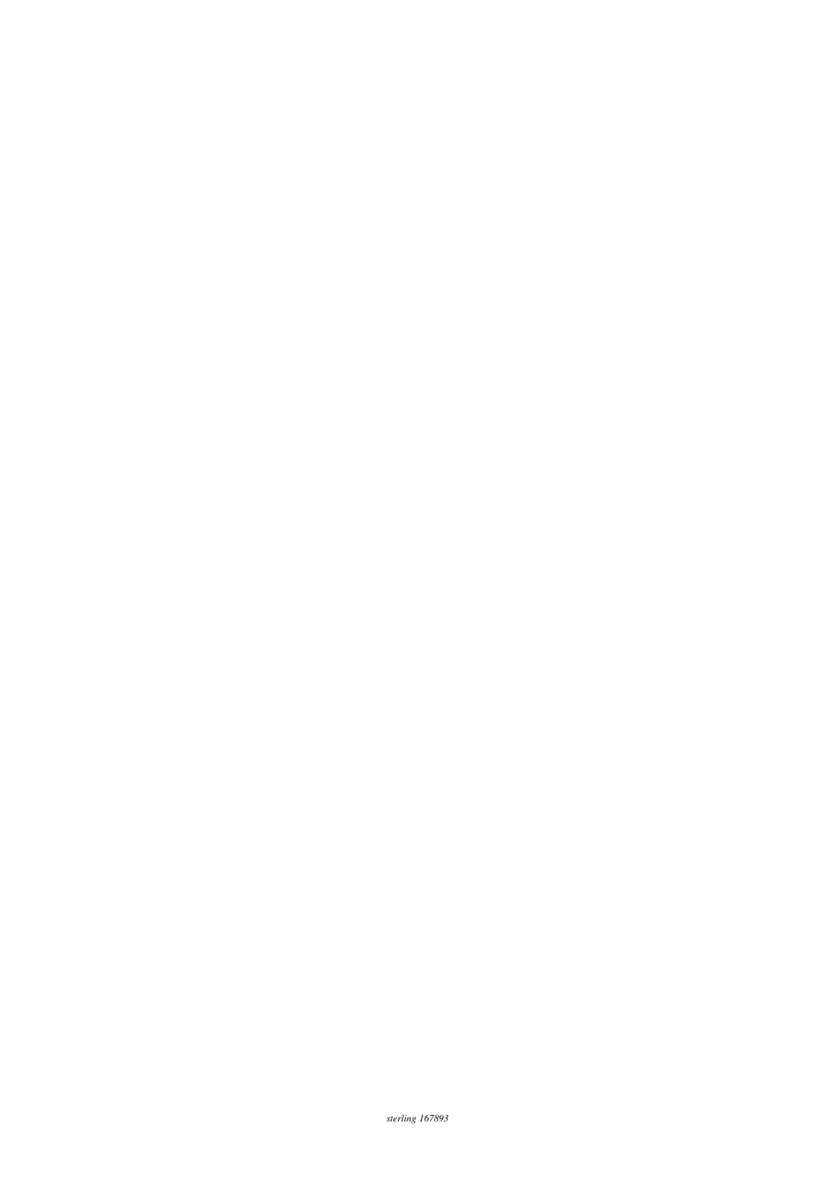*sterling 167893*